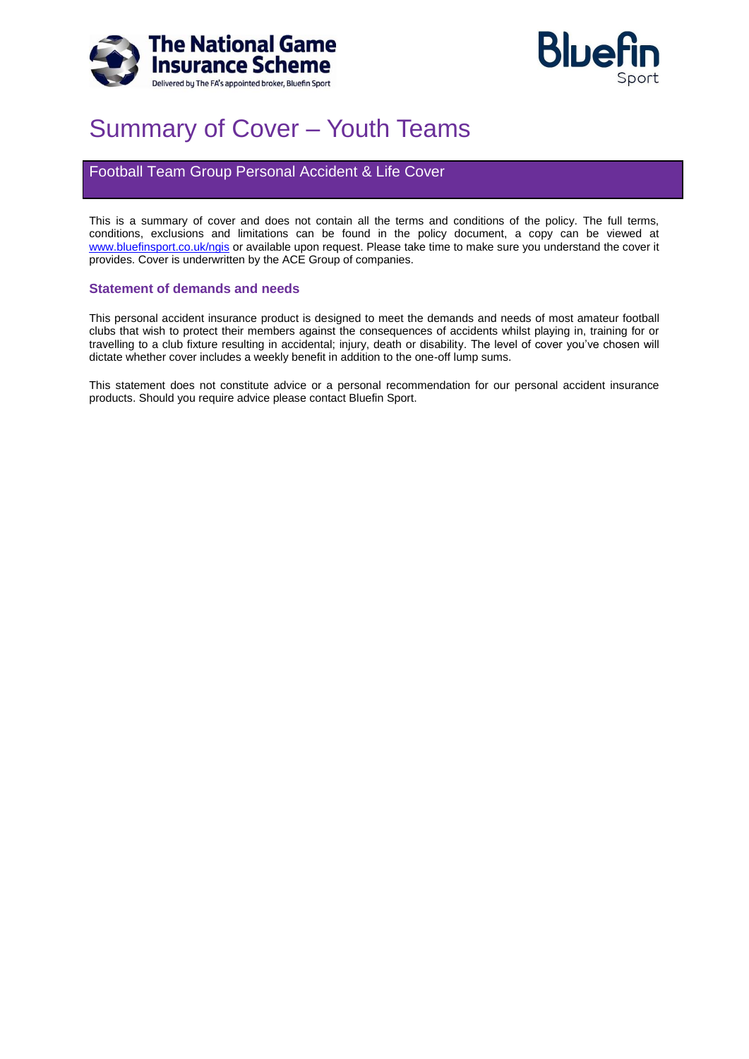The National Game Insurance Scheme

Delivered by The FA's appointed broker, Bluefin Sport

Bluefin Sport

# Summary of Cover – Youth Teams

## Football Team Group Personal Accident & Life Cover

This is a summary of cover and does not contain all the terms and conditions of the policy. The full terms, conditions, exclusions and limitations can be found in the policy document, a copy can be viewed at [www.bluefinsport.co.uk/ngis](www.bluefinsport.co.uk/ngis) or available upon request. Please take time to make sure you understand the cover it provides. Cover is underwritten by the ACE Group of companies.

### Statement of demands and needs

This personal accident insurance product is designed to meet the demands and needs of most amateur football clubs that wish to protect their members against the consequences of accidents whilst playing in, training for or travelling to a club fixture resulting in accidental; injury, death or disability. The level of cover you've chosen will dictate whether cover includes a weekly benefit in addition to the one-off lump sums.

This statement does not constitute advice or a personal recommendation for our personal accident insurance products. Should you require advice please contact Bluefin Sport.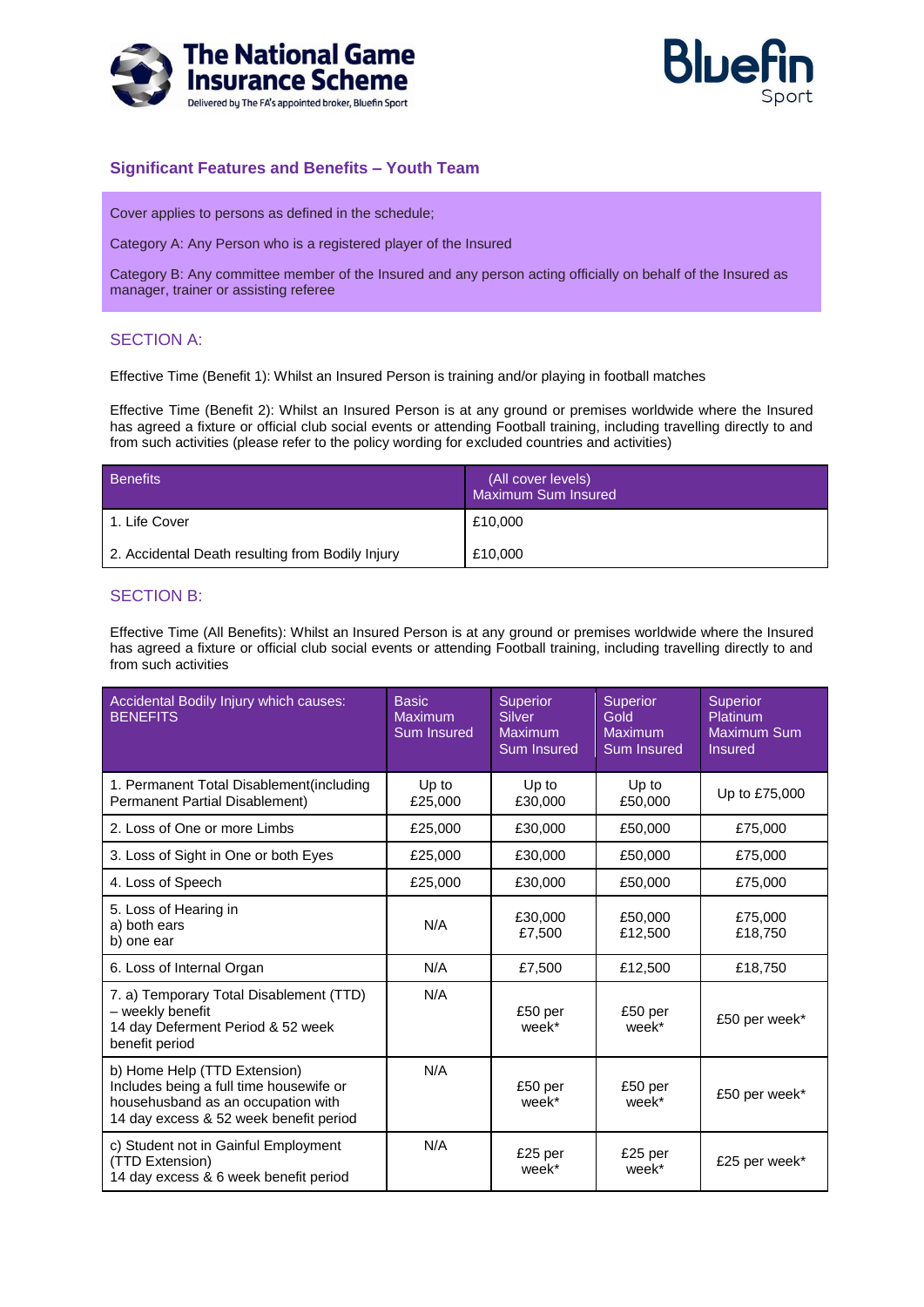## Significant Features and Benefits – Youth Team

Cover applies to persons as defined in the schedule;

Category A: Any Person who is a registered player of the Insured

Category B: Any committee member of the Insured and any person acting officially on behalf of the Insured as manager, trainer or assisting referee

### SECTION A:

Effective Time (Benefit 1): Whilst an Insured Person is training and/or playing in football matches

Effective Time (Benefit 2): Whilst an Insured Person is at any ground or premises worldwide where the Insured has agreed a fixture or official club social events or attending Football training, including travelling directly to and from such activities (please refer to the policy wording for excluded countries and activities)

| Benefits | (All cover levels) Maximum Sum Insured |
|---|---|
| 1. Life Cover | £10,000 |
| 2. Accidental Death resulting from Bodily Injury | £10,000 |

### SECTION B:

Effective Time (All Benefits): Whilst an Insured Person is at any ground or premises worldwide where the Insured has agreed a fixture or official club social events or attending Football training, including travelling directly to and from such activities

| Accidental Bodily Injury which causes: BENEFITS | Basic Maximum Sum Insured | Superior Silver Maximum Sum Insured | Superior Gold Maximum Sum Insured | Superior Platinum Maximum Sum Insured |
|---|---|---|---|---|
| 1. Permanent Total Disablement(including Permanent Partial Disablement) | Up to £25,000 | Up to £30,000 | Up to £50,000 | Up to £75,000 |
| 2. Loss of One or more Limbs | £25,000 | £30,000 | £50,000 | £75,000 |
| 3. Loss of Sight in One or both Eyes | £25,000 | £30,000 | £50,000 | £75,000 |
| 4. Loss of Speech | £25,000 | £30,000 | £50,000 | £75,000 |
| 5. Loss of Hearing in<br>a) both ears<br>b) one ear | N/A | £30,000<br>£7,500 | £50,000<br>£12,500 | £75,000<br>£18,750 |
| 6. Loss of Internal Organ | N/A | £7,500 | £12,500 | £18,750 |
| 7. a) Temporary Total Disablement (TTD) – weekly benefit<br>14 day Deferment Period & 52 week benefit period | N/A | £50 per week* | £50 per week* | £50 per week* |
| b) Home Help (TTD Extension)<br>Includes being a full time housewife or househusband as an occupation with<br>14 day excess & 52 week benefit period | N/A | £50 per week* | £50 per week* | £50 per week* |
| c) Student not in Gainful Employment (TTD Extension)<br>14 day excess & 6 week benefit period | N/A | £25 per week* | £25 per week* | £25 per week* |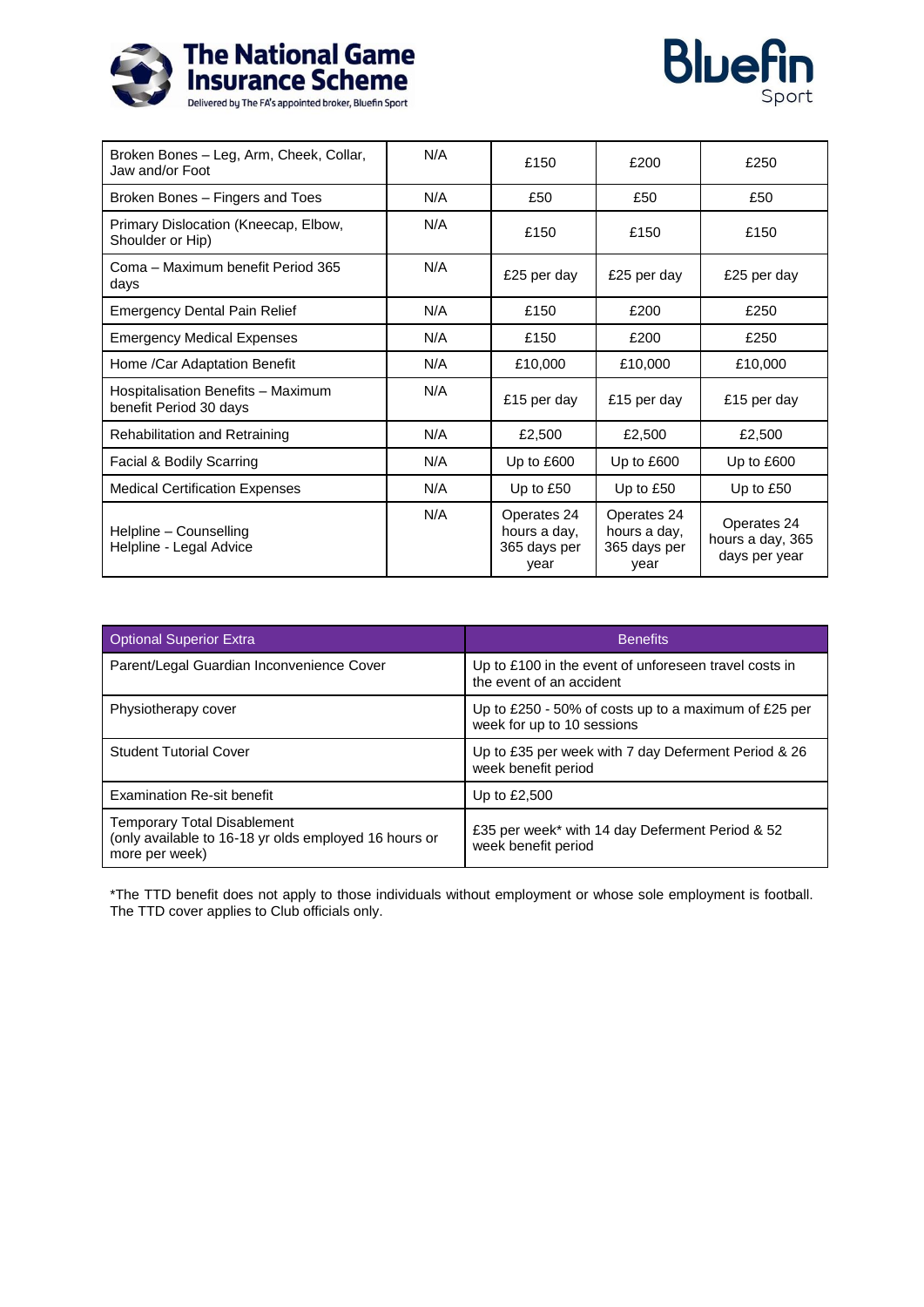| Broken Bones – Leg, Arm, Cheek, Collar, Jaw and/or Foot | N/A | £150 | £200 | £250 |
| --- | --- | --- | --- | --- |
| Broken Bones – Fingers and Toes | N/A | £50 | £50 | £50 |
| Primary Dislocation (Kneecap, Elbow, Shoulder or Hip) | N/A | £150 | £150 | £150 |
| Coma – Maximum benefit Period 365 days | N/A | £25 per day | £25 per day | £25 per day |
| Emergency Dental Pain Relief | N/A | £150 | £200 | £250 |
| Emergency Medical Expenses | N/A | £150 | £200 | £250 |
| Home /Car Adaptation Benefit | N/A | £10,000 | £10,000 | £10,000 |
| Hospitalisation Benefits – Maximum benefit Period 30 days | N/A | £15 per day | £15 per day | £15 per day |
| Rehabilitation and Retraining | N/A | £2,500 | £2,500 | £2,500 |
| Facial & Bodily Scarring | N/A | Up to £600 | Up to £600 | Up to £600 |
| Medical Certification Expenses | N/A | Up to £50 | Up to £50 | Up to £50 |
| Helpline – Counselling<br>Helpline - Legal Advice | N/A | Operates 24 hours a day, 365 days per year | Operates 24 hours a day, 365 days per year | Operates 24 hours a day, 365 days per year |

| Optional Superior Extra | Benefits |
| --- | --- |
| Parent/Legal Guardian Inconvenience Cover | Up to £100 in the event of unforeseen travel costs in the event of an accident |
| Physiotherapy cover | Up to £250 - 50% of costs up to a maximum of £25 per week for up to 10 sessions |
| Student Tutorial Cover | Up to £35 per week with 7 day Deferment Period & 26 week benefit period |
| Examination Re-sit benefit | Up to £2,500 |
| Temporary Total Disablement (only available to 16-18 yr olds employed 16 hours or more per week) | £35 per week* with 14 day Deferment Period & 52 week benefit period |

*The TTD benefit does not apply to those individuals without employment or whose sole employment is football. The TTD cover applies to Club officials only.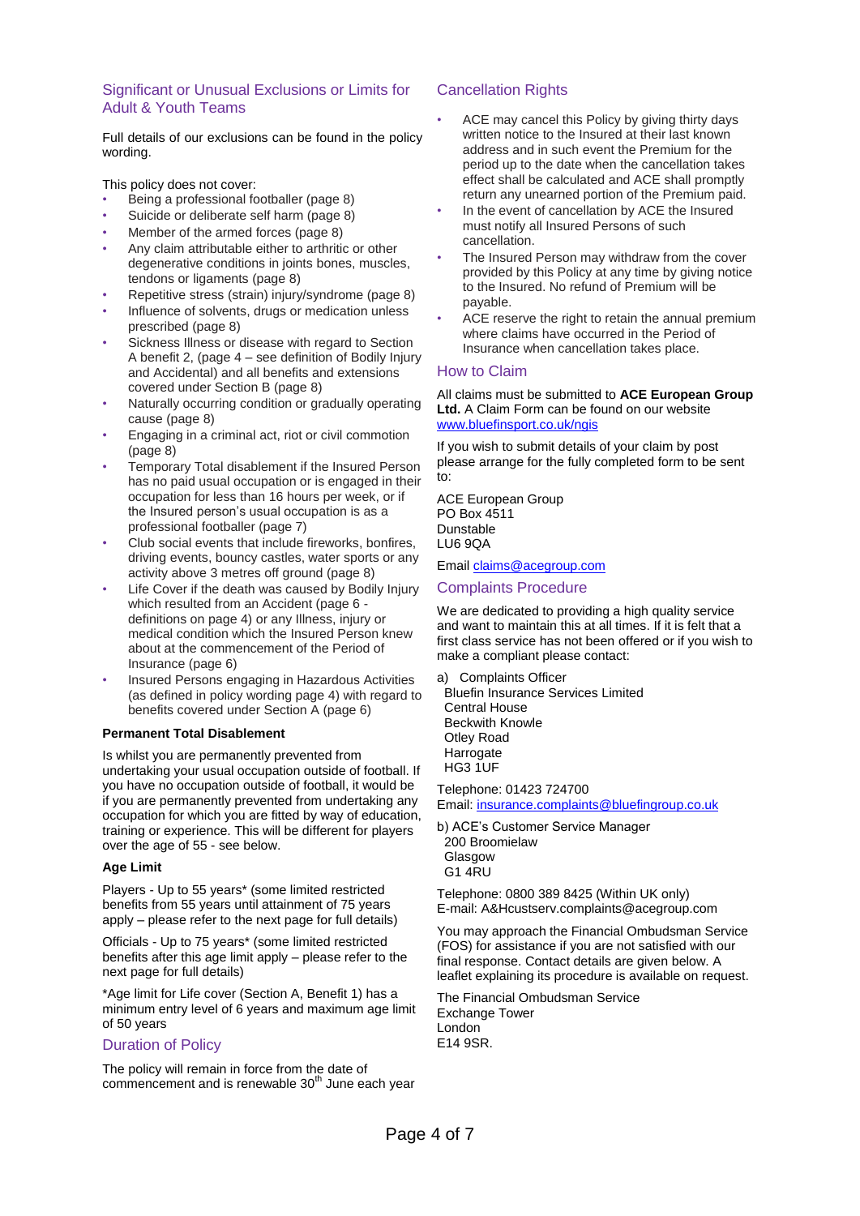## Significant or Unusual Exclusions or Limits for Adult & Youth Teams

Full details of our exclusions can be found in the policy wording.

This policy does not cover:

- Being a professional footballer (page 8)
- Suicide or deliberate self harm (page 8)
- Member of the armed forces (page 8)
- Any claim attributable either to arthritic or other degenerative conditions in joints bones, muscles, tendons or ligaments (page 8)
- Repetitive stress (strain) injury/syndrome (page 8)
- Influence of solvents, drugs or medication unless prescribed (page 8)
- Sickness Illness or disease with regard to Section A benefit 2, (page 4 – see definition of Bodily Injury and Accidental) and all benefits and extensions covered under Section B (page 8)
- Naturally occurring condition or gradually operating cause (page 8)
- Engaging in a criminal act, riot or civil commotion (page 8)
- Temporary Total disablement if the Insured Person has no paid usual occupation or is engaged in their occupation for less than 16 hours per week, or if the Insured person's usual occupation is as a professional footballer (page 7)
- Club social events that include fireworks, bonfires, driving events, bouncy castles, water sports or any activity above 3 metres off ground (page 8)
- Life Cover if the death was caused by Bodily Injury which resulted from an Accident (page 6 - definitions on page 4) or any Illness, injury or medical condition which the Insured Person knew about at the commencement of the Period of Insurance (page 6)
- Insured Persons engaging in Hazardous Activities (as defined in policy wording page 4) with regard to benefits covered under Section A (page 6)

### Permanent Total Disablement

Is whilst you are permanently prevented from undertaking your usual occupation outside of football. If you have no occupation outside of football, it would be if you are permanently prevented from undertaking any occupation for which you are fitted by way of education, training or experience. This will be different for players over the age of 55 - see below.

### Age Limit

Players - Up to 55 years* (some limited restricted benefits from 55 years until attainment of 75 years apply – please refer to the next page for full details)

Officials - Up to 75 years* (some limited restricted benefits after this age limit apply – please refer to the next page for full details)

*Age limit for Life cover (Section A, Benefit 1) has a minimum entry level of 6 years and maximum age limit of 50 years

## Duration of Policy

The policy will remain in force from the date of commencement and is renewable 30th June each year

## Cancellation Rights

- ACE may cancel this Policy by giving thirty days written notice to the Insured at their last known address and in such event the Premium for the period up to the date when the cancellation takes effect shall be calculated and ACE shall promptly return any unearned portion of the Premium paid.
- In the event of cancellation by ACE the Insured must notify all Insured Persons of such cancellation.
- The Insured Person may withdraw from the cover provided by this Policy at any time by giving notice to the Insured. No refund of Premium will be payable.
- ACE reserve the right to retain the annual premium where claims have occurred in the Period of Insurance when cancellation takes place.

## How to Claim

All claims must be submitted to **ACE European Group Ltd.** A Claim Form can be found on our website www.bluefinsport.co.uk/ngis

If you wish to submit details of your claim by post please arrange for the fully completed form to be sent to:

ACE European Group
PO Box 4511
Dunstable
LU6 9QA

Email claims@acegroup.com

## Complaints Procedure

We are dedicated to providing a high quality service and want to maintain this at all times. If it is felt that a first class service has not been offered or if you wish to make a compliant please contact:

a) Complaints Officer
Bluefin Insurance Services Limited
Central House
Beckwith Knowle
Otley Road
Harrogate
HG3 1UF

Telephone: 01423 724700
Email: insurance.complaints@bluefingroup.co.uk

b) ACE's Customer Service Manager
200 Broomielaw
Glasgow
G1 4RU

Telephone: 0800 389 8425 (Within UK only)
E-mail: A&Hcustserv.complaints@acegroup.com

You may approach the Financial Ombudsman Service (FOS) for assistance if you are not satisfied with our final response. Contact details are given below. A leaflet explaining its procedure is available on request.

The Financial Ombudsman Service
Exchange Tower
London
E14 9SR.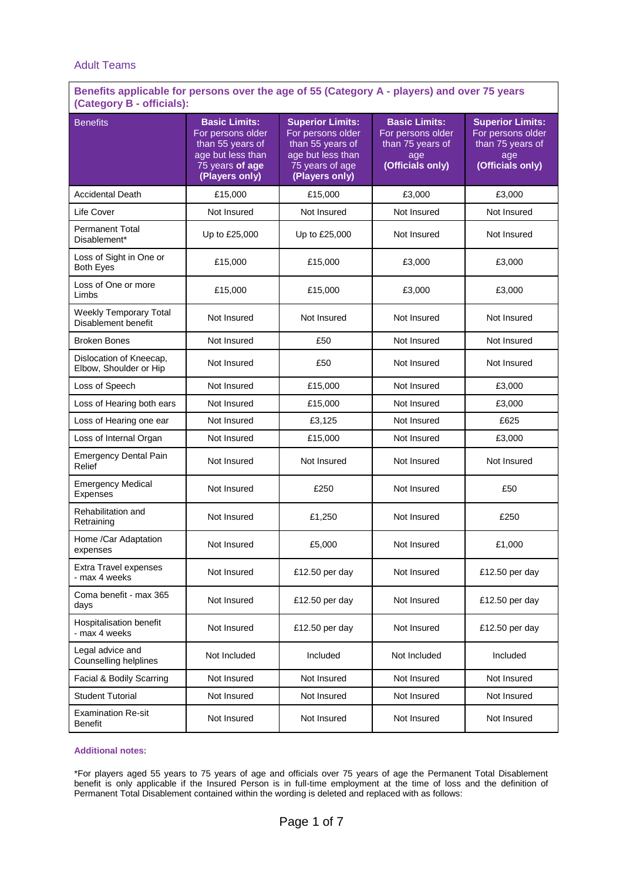## Adult Teams

**Benefits applicable for persons over the age of 55 (Category A - players) and over 75 years (Category B - officials):**

| Benefits | **Basic Limits:** For persons older than 55 years of age but less than 75 years of **age (Players only)** | **Superior Limits:** For persons older than 55 years of age but less than 75 years of age **(Players only)** | **Basic Limits:** For persons older than 75 years of age **(Officials only)** | **Superior Limits:** For persons older than 75 years of age **(Officials only)** |
|---|---|---|---|---|
| Accidental Death | £15,000 | £15,000 | £3,000 | £3,000 |
| Life Cover | Not Insured | Not Insured | Not Insured | Not Insured |
| Permanent Total Disablement* | Up to £25,000 | Up to £25,000 | Not Insured | Not Insured |
| Loss of Sight in One or Both Eyes | £15,000 | £15,000 | £3,000 | £3,000 |
| Loss of One or more Limbs | £15,000 | £15,000 | £3,000 | £3,000 |
| Weekly Temporary Total Disablement benefit | Not Insured | Not Insured | Not Insured | Not Insured |
| Broken Bones | Not Insured | £50 | Not Insured | Not Insured |
| Dislocation of Kneecap, Elbow, Shoulder or Hip | Not Insured | £50 | Not Insured | Not Insured |
| Loss of Speech | Not Insured | £15,000 | Not Insured | £3,000 |
| Loss of Hearing both ears | Not Insured | £15,000 | Not Insured | £3,000 |
| Loss of Hearing one ear | Not Insured | £3,125 | Not Insured | £625 |
| Loss of Internal Organ | Not Insured | £15,000 | Not Insured | £3,000 |
| Emergency Dental Pain Relief | Not Insured | Not Insured | Not Insured | Not Insured |
| Emergency Medical Expenses | Not Insured | £250 | Not Insured | £50 |
| Rehabilitation and Retraining | Not Insured | £1,250 | Not Insured | £250 |
| Home /Car Adaptation expenses | Not Insured | £5,000 | Not Insured | £1,000 |
| Extra Travel expenses - max 4 weeks | Not Insured | £12.50 per day | Not Insured | £12.50 per day |
| Coma benefit - max 365 days | Not Insured | £12.50 per day | Not Insured | £12.50 per day |
| Hospitalisation benefit - max 4 weeks | Not Insured | £12.50 per day | Not Insured | £12.50 per day |
| Legal advice and Counselling helplines | Not Included | Included | Not Included | Included |
| Facial & Bodily Scarring | Not Insured | Not Insured | Not Insured | Not Insured |
| Student Tutorial | Not Insured | Not Insured | Not Insured | Not Insured |
| Examination Re-sit Benefit | Not Insured | Not Insured | Not Insured | Not Insured |

**Additional notes:**

*For players aged 55 years to 75 years of age and officials over 75 years of age the Permanent Total Disablement benefit is only applicable if the Insured Person is in full-time employment at the time of loss and the definition of Permanent Total Disablement contained within the wording is deleted and replaced with as follows: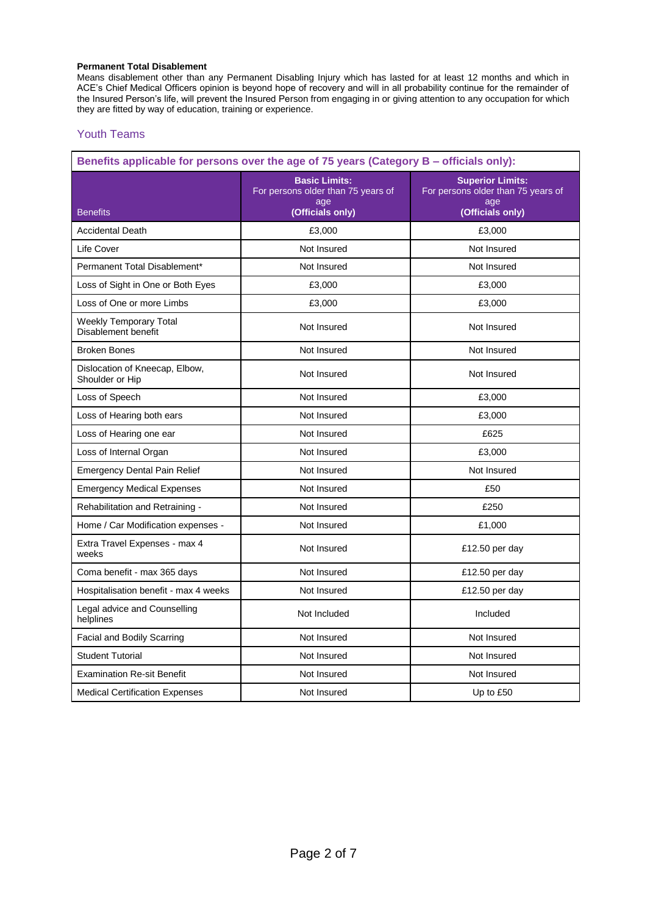**Permanent Total Disablement**

Means disablement other than any Permanent Disabling Injury which has lasted for at least 12 months and which in ACE's Chief Medical Officers opinion is beyond hope of recovery and will in all probability continue for the remainder of the Insured Person's life, will prevent the Insured Person from engaging in or giving attention to any occupation for which they are fitted by way of education, training or experience.

## Youth Teams

| Benefits applicable for persons over the age of 75 years (Category B – officials only): | | |
|---|---|---|
| Benefits | **Basic Limits:** For persons older than 75 years of age **(Officials only)** | **Superior Limits:** For persons older than 75 years of age **(Officials only)** |
| Accidental Death | £3,000 | £3,000 |
| Life Cover | Not Insured | Not Insured |
| Permanent Total Disablement* | Not Insured | Not Insured |
| Loss of Sight in One or Both Eyes | £3,000 | £3,000 |
| Loss of One or more Limbs | £3,000 | £3,000 |
| Weekly Temporary Total Disablement benefit | Not Insured | Not Insured |
| Broken Bones | Not Insured | Not Insured |
| Dislocation of Kneecap, Elbow, Shoulder or Hip | Not Insured | Not Insured |
| Loss of Speech | Not Insured | £3,000 |
| Loss of Hearing both ears | Not Insured | £3,000 |
| Loss of Hearing one ear | Not Insured | £625 |
| Loss of Internal Organ | Not Insured | £3,000 |
| Emergency Dental Pain Relief | Not Insured | Not Insured |
| Emergency Medical Expenses | Not Insured | £50 |
| Rehabilitation and Retraining - | Not Insured | £250 |
| Home / Car Modification expenses - | Not Insured | £1,000 |
| Extra Travel Expenses - max 4 weeks | Not Insured | £12.50 per day |
| Coma benefit - max 365 days | Not Insured | £12.50 per day |
| Hospitalisation benefit - max 4 weeks | Not Insured | £12.50 per day |
| Legal advice and Counselling helplines | Not Included | Included |
| Facial and Bodily Scarring | Not Insured | Not Insured |
| Student Tutorial | Not Insured | Not Insured |
| Examination Re-sit Benefit | Not Insured | Not Insured |
| Medical Certification Expenses | Not Insured | Up to £50 |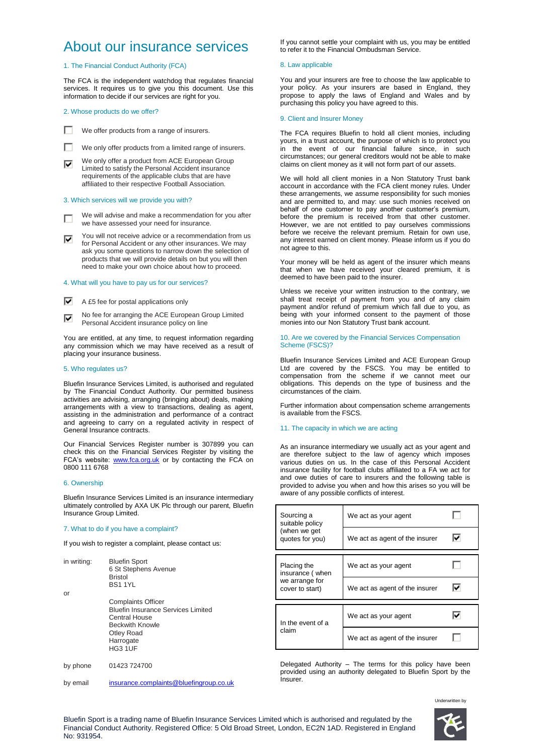# About our insurance services

## 1. The Financial Conduct Authority (FCA)

The FCA is the independent watchdog that regulates financial services. It requires us to give you this document. Use this information to decide if our services are right for you.

## 2. Whose products do we offer?

- ☐ We offer products from a range of insurers.
- ☐ We only offer products from a limited range of insurers.
- ☑ We only offer a product from ACE European Group Limited to satisfy the Personal Accident insurance requirements of the applicable clubs that are have affiliated to their respective Football Association.

## 3. Which services will we provide you with?

- ☐ We will advise and make a recommendation for you after we have assessed your need for insurance.
- ☑ You will not receive advice or a recommendation from us for Personal Accident or any other insurances. We may ask you some questions to narrow down the selection of products that we will provide details on but you will then need to make your own choice about how to proceed.

## 4. What will you have to pay us for our services?

- ☑ A £5 fee for postal applications only
- ☑ No fee for arranging the ACE European Group Limited Personal Accident insurance policy on line

You are entitled, at any time, to request information regarding any commission which we may have received as a result of placing your insurance business.

## 5. Who regulates us?

Bluefin Insurance Services Limited, is authorised and regulated by The Financial Conduct Authority. Our permitted business activities are advising, arranging (bringing about) deals, making arrangements with a view to transactions, dealing as agent, assisting in the administration and performance of a contract and agreeing to carry on a regulated activity in respect of General Insurance contracts.

Our Financial Services Register number is 307899 you can check this on the Financial Services Register by visiting the FCA's website: www.fca.org.uk or by contacting the FCA on 0800 111 6768

## 6. Ownership

Bluefin Insurance Services Limited is an insurance intermediary ultimately controlled by AXA UK Plc through our parent, Bluefin Insurance Group Limited.

## 7. What to do if you have a complaint?

If you wish to register a complaint, please contact us:

in writing:
Bluefin Sport
6 St Stephens Avenue
Bristol
BS1 1YL

or

Complaints Officer
Bluefin Insurance Services Limited
Central House
Beckwith Knowle
Otley Road
Harrogate
HG3 1UF

by phone: 01423 724700

by email: insurance.complaints@bluefingroup.co.uk

If you cannot settle your complaint with us, you may be entitled to refer it to the Financial Ombudsman Service.

## 8. Law applicable

You and your insurers are free to choose the law applicable to your policy. As your insurers are based in England, they propose to apply the laws of England and Wales and by purchasing this policy you have agreed to this.

## 9. Client and Insurer Money

The FCA requires Bluefin to hold all client monies, including yours, in a trust account, the purpose of which is to protect you in the event of our financial failure since, in such circumstances; our general creditors would not be able to make claims on client money as it will not form part of our assets.

We will hold all client monies in a Non Statutory Trust bank account in accordance with the FCA client money rules. Under these arrangements, we assume responsibility for such monies and are permitted to, and may: use such monies received on behalf of one customer to pay another customer's premium, before the premium is received from that other customer. However, we are not entitled to pay ourselves commissions before we receive the relevant premium. Retain for own use, any interest earned on client money. Please inform us if you do not agree to this.

Your money will be held as agent of the insurer which means that when we have received your cleared premium, it is deemed to have been paid to the insurer.

Unless we receive your written instruction to the contrary, we shall treat receipt of payment from you and of any claim payment and/or refund of premium which fall due to you, as being with your informed consent to the payment of those monies into our Non Statutory Trust bank account.

## 10. Are we covered by the Financial Services Compensation Scheme (FSCS)?

Bluefin Insurance Services Limited and ACE European Group Ltd are covered by the FSCS. You may be entitled to compensation from the scheme if we cannot meet our obligations. This depends on the type of business and the circumstances of the claim.

Further information about compensation scheme arrangements is available from the FSCS.

## 11. The capacity in which we are acting

As an insurance intermediary we usually act as your agent and are therefore subject to the law of agency which imposes various duties on us. In the case of this Personal Accident insurance facility for football clubs affiliated to a FA we act for and owe duties of care to insurers and the following table is provided to advise you when and how this arises so you will be aware of any possible conflicts of interest.

| | | |
|---|---|---|
| Sourcing a suitable policy (when we get quotes for you) | We act as your agent | ☐ |
| | We act as agent of the insurer | ☑ |
| Placing the insurance ( when we arrange for cover to start) | We act as your agent | ☐ |
| | We act as agent of the insurer | ☑ |
| In the event of a claim | We act as your agent | ☑ |
| | We act as agent of the insurer | ☐ |

Delegated Authority – The terms for this policy have been provided using an authority delegated to Bluefin Sport by the Insurer.

Underwritten by

Bluefin Sport is a trading name of Bluefin Insurance Services Limited which is authorised and regulated by the Financial Conduct Authority. Registered Office: 5 Old Broad Street, London, EC2N 1AD. Registered in England No: 931954.